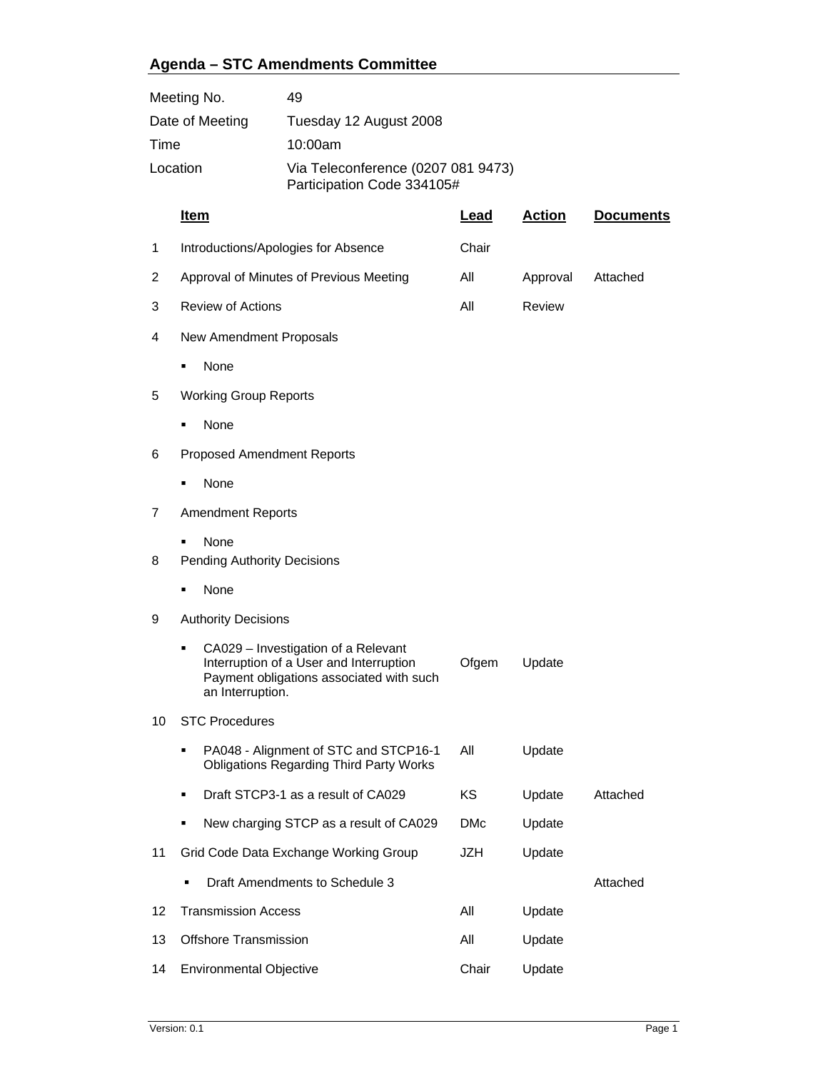## Agenda – STC Amendments Committee

| | |
|---|---|
| Meeting No. | 49 |
| Date of Meeting | Tuesday 12 August 2008 |
| Time | 10:00am |
| Location | Via Teleconference (0207 081 9473)<br>Participation Code 334105# |

| | Item | Lead | Action | Documents |
|---|---|---|---|---|
| 1 | Introductions/Apologies for Absence | Chair | | |
| 2 | Approval of Minutes of Previous Meeting | All | Approval | Attached |
| 3 | Review of Actions | All | Review | |
| 4 | New Amendment Proposals | | | |
| | ▪ None | | | |
| 5 | Working Group Reports | | | |
| | ▪ None | | | |
| 6 | Proposed Amendment Reports | | | |
| | ▪ None | | | |
| 7 | Amendment Reports | | | |
| | ▪ None | | | |
| 8 | Pending Authority Decisions | | | |
| | ▪ None | | | |
| 9 | Authority Decisions | | | |
| | ▪ CA029 – Investigation of a Relevant Interruption of a User and Interruption Payment obligations associated with such an Interruption. | Ofgem | Update | |
| 10 | STC Procedures | | | |
| | ▪ PA048 - Alignment of STC and STCP16-1 Obligations Regarding Third Party Works | All | Update | |
| | ▪ Draft STCP3-1 as a result of CA029 | KS | Update | Attached |
| | ▪ New charging STCP as a result of CA029 | DMc | Update | |
| 11 | Grid Code Data Exchange Working Group | JZH | Update | |
| | ▪ Draft Amendments to Schedule 3 | | | Attached |
| 12 | Transmission Access | All | Update | |
| 13 | Offshore Transmission | All | Update | |
| 14 | Environmental Objective | Chair | Update | |

Version: 0.1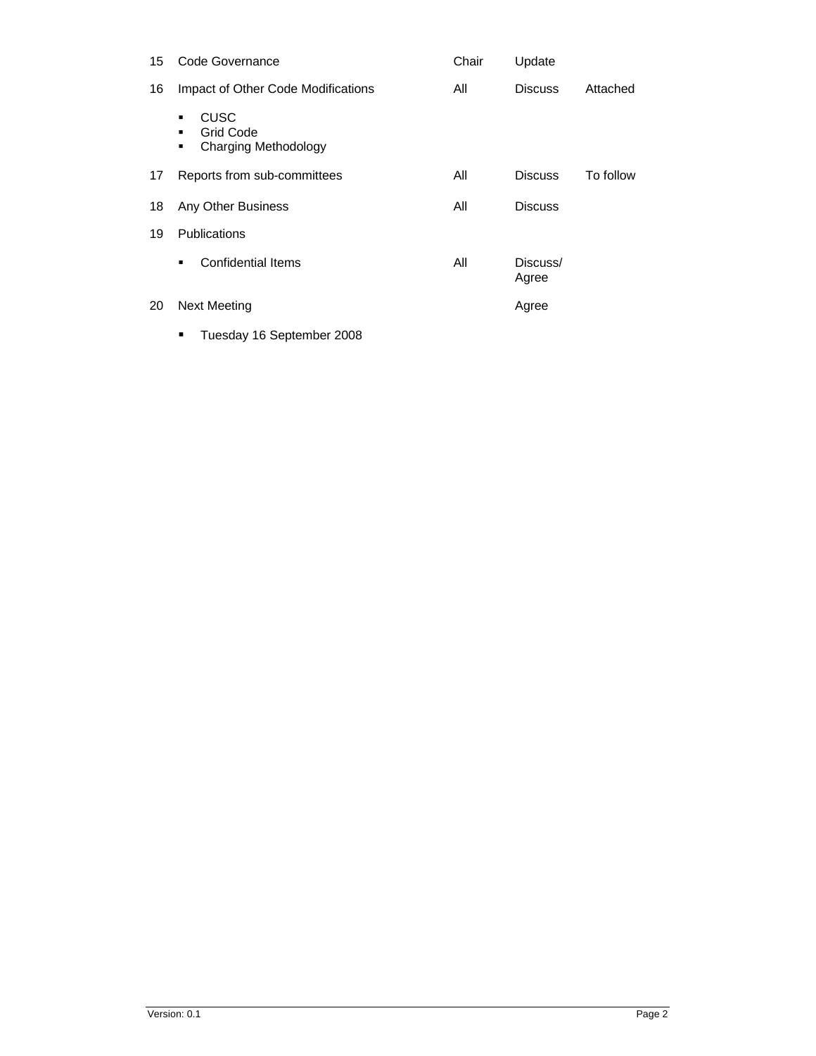| | | | | |
|---|---|---|---|---|
| 15 | Code Governance | Chair | Update | |
| 16 | Impact of Other Code Modifications<br>▪ CUSC<br>▪ Grid Code<br>▪ Charging Methodology | All | Discuss | Attached |
| 17 | Reports from sub-committees | All | Discuss | To follow |
| 18 | Any Other Business | All | Discuss | |
| 19 | Publications<br>▪ Confidential Items | All | Discuss/ Agree | |
| 20 | Next Meeting<br>▪ Tuesday 16 September 2008 | | Agree | |

Version: 0.1